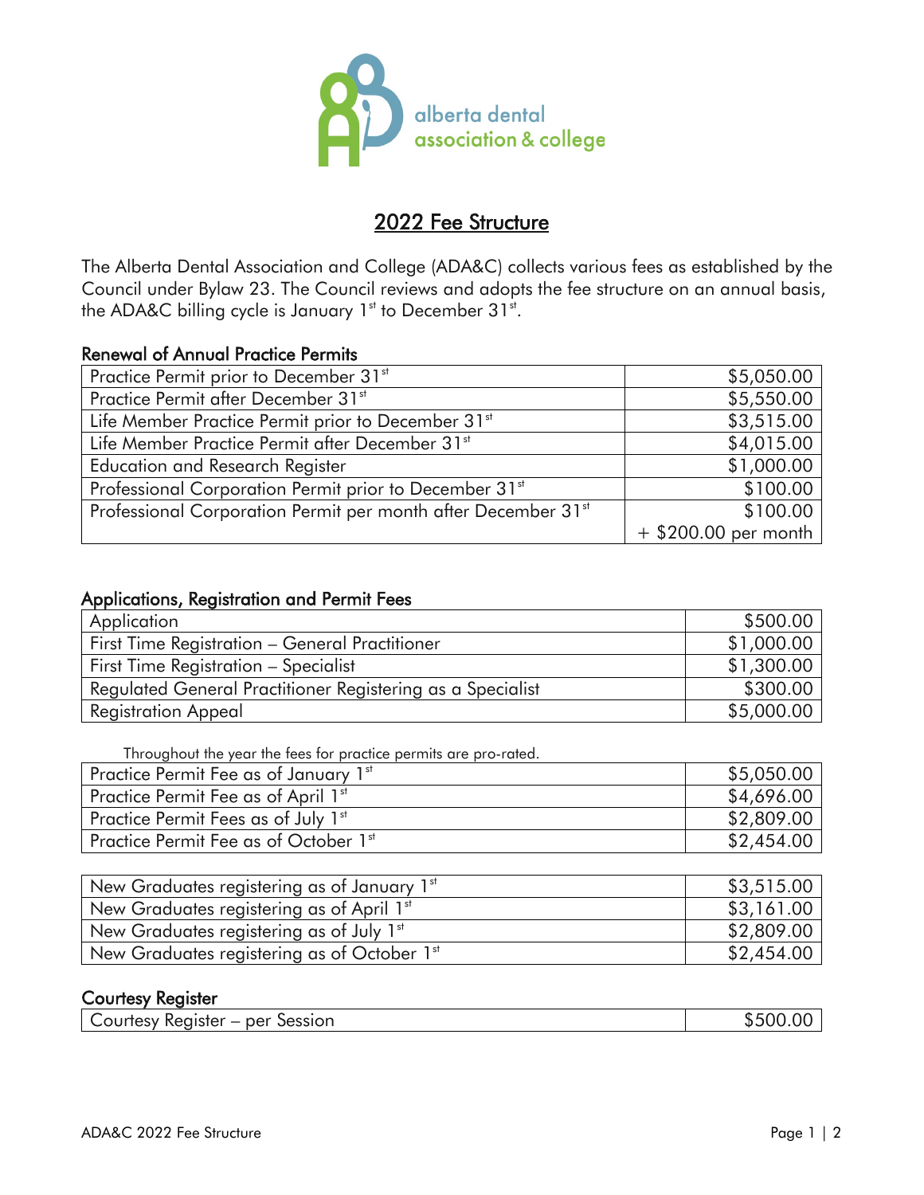alberta dental association & college

# 2022 Fee Structure

The Alberta Dental Association and College (ADA&C) collects various fees as established by the Council under Bylaw 23. The Council reviews and adopts the fee structure on an annual basis, the ADA&C billing cycle is January 1st to December 31st.

## Renewal of Annual Practice Permits

| Fee | Amount |
|---|---|
| Practice Permit prior to December 31st | $5,050.00 |
| Practice Permit after December 31st | $5,550.00 |
| Life Member Practice Permit prior to December 31st | $3,515.00 |
| Life Member Practice Permit after December 31st | $4,015.00 |
| Education and Research Register | $1,000.00 |
| Professional Corporation Permit prior to December 31st | $100.00 |
| Professional Corporation Permit per month after December 31st | $100.00 + $200.00 per month |

## Applications, Registration and Permit Fees

| Fee | Amount |
|---|---|
| Application | $500.00 |
| First Time Registration – General Practitioner | $1,000.00 |
| First Time Registration – Specialist | $1,300.00 |
| Regulated General Practitioner Registering as a Specialist | $300.00 |
| Registration Appeal | $5,000.00 |

Throughout the year the fees for practice permits are pro-rated.

| Fee | Amount |
|---|---|
| Practice Permit Fee as of January 1st | $5,050.00 |
| Practice Permit Fee as of April 1st | $4,696.00 |
| Practice Permit Fees as of July 1st | $2,809.00 |
| Practice Permit Fee as of October 1st | $2,454.00 |

| Fee | Amount |
|---|---|
| New Graduates registering as of January 1st | $3,515.00 |
| New Graduates registering as of April 1st | $3,161.00 |
| New Graduates registering as of July 1st | $2,809.00 |
| New Graduates registering as of October 1st | $2,454.00 |

## Courtesy Register

| Fee | Amount |
|---|---|
| Courtesy Register – per Session | $500.00 |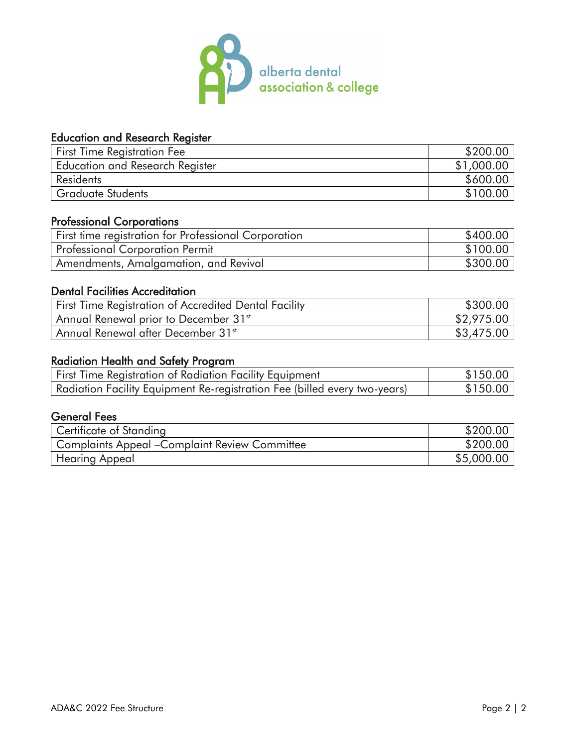## Education and Research Register

| | |
|---|---|
| First Time Registration Fee | $200.00 |
| Education and Research Register | $1,000.00 |
| Residents | $600.00 |
| Graduate Students | $100.00 |

## Professional Corporations

| | |
|---|---|
| First time registration for Professional Corporation | $400.00 |
| Professional Corporation Permit | $100.00 |
| Amendments, Amalgamation, and Revival | $300.00 |

## Dental Facilities Accreditation

| | |
|---|---|
| First Time Registration of Accredited Dental Facility | $300.00 |
| Annual Renewal prior to December 31st | $2,975.00 |
| Annual Renewal after December 31st | $3,475.00 |

## Radiation Health and Safety Program

| | |
|---|---|
| First Time Registration of Radiation Facility Equipment | $150.00 |
| Radiation Facility Equipment Re-registration Fee (billed every two-years) | $150.00 |

## General Fees

| | |
|---|---|
| Certificate of Standing | $200.00 |
| Complaints Appeal –Complaint Review Committee | $200.00 |
| Hearing Appeal | $5,000.00 |